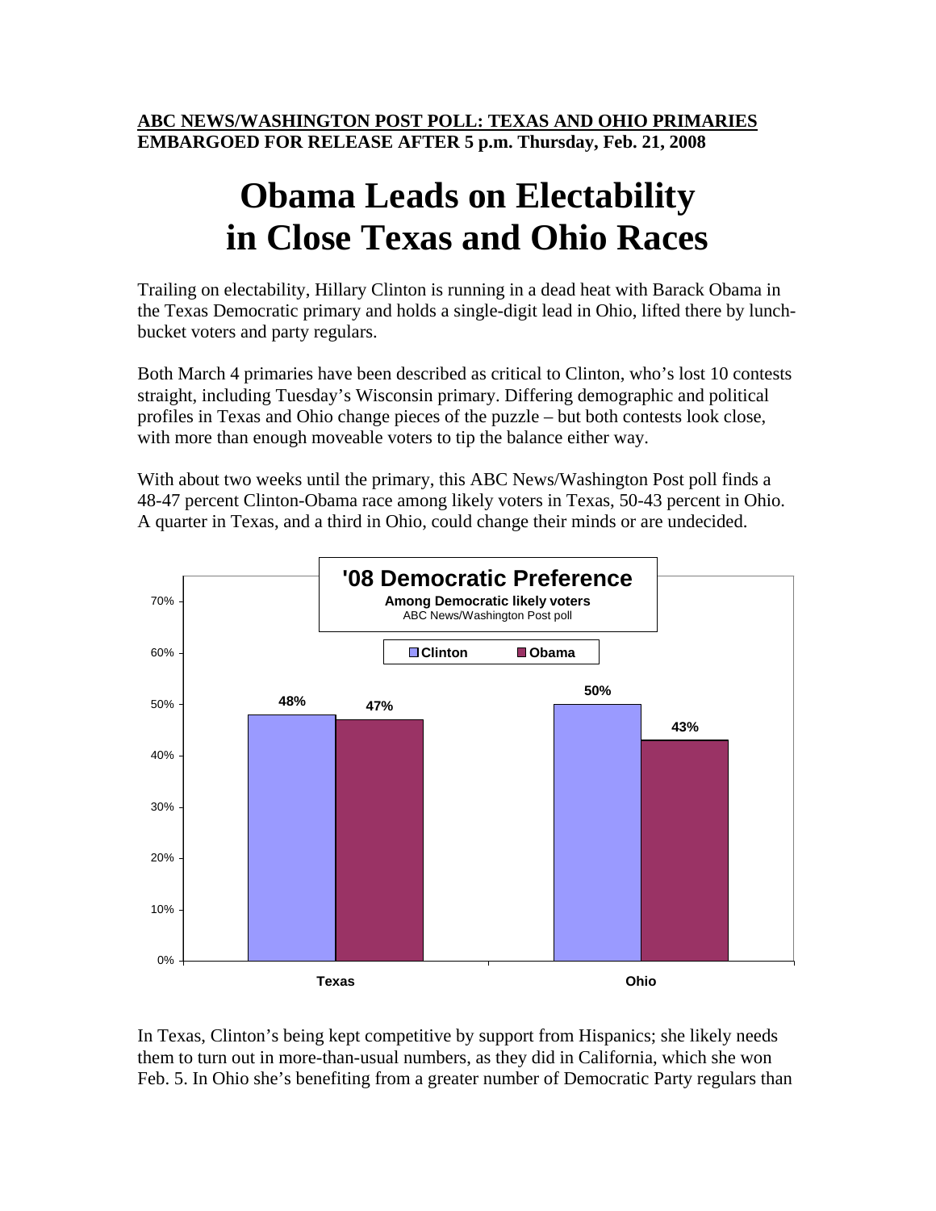**ABC NEWS/WASHINGTON POST POLL: TEXAS AND OHIO PRIMARIES**
**EMBARGOED FOR RELEASE AFTER 5 p.m. Thursday, Feb. 21, 2008**

# Obama Leads on Electability in Close Texas and Ohio Races

Trailing on electability, Hillary Clinton is running in a dead heat with Barack Obama in the Texas Democratic primary and holds a single-digit lead in Ohio, lifted there by lunch-bucket voters and party regulars.

Both March 4 primaries have been described as critical to Clinton, who's lost 10 contests straight, including Tuesday's Wisconsin primary. Differing demographic and political profiles in Texas and Ohio change pieces of the puzzle – but both contests look close, with more than enough moveable voters to tip the balance either way.

With about two weeks until the primary, this ABC News/Washington Post poll finds a 48-47 percent Clinton-Obama race among likely voters in Texas, 50-43 percent in Ohio. A quarter in Texas, and a third in Ohio, could change their minds or are undecided.

**'08 Democratic Preference**
Among Democratic likely voters
ABC News/Washington Post poll

| | Clinton | Obama |
|---|---|---|
| Texas | 48% | 47% |
| Ohio | 50% | 43% |

In Texas, Clinton's being kept competitive by support from Hispanics; she likely needs them to turn out in more-than-usual numbers, as they did in California, which she won Feb. 5. In Ohio she's benefiting from a greater number of Democratic Party regulars than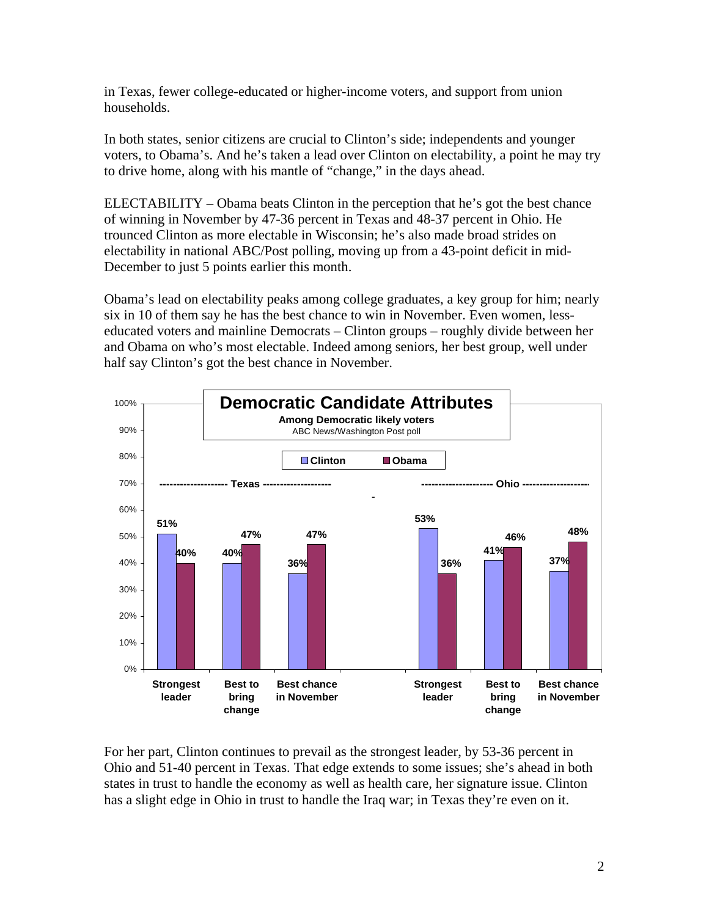in Texas, fewer college-educated or higher-income voters, and support from union households.

In both states, senior citizens are crucial to Clinton's side; independents and younger voters, to Obama's. And he's taken a lead over Clinton on electability, a point he may try to drive home, along with his mantle of "change," in the days ahead.

ELECTABILITY – Obama beats Clinton in the perception that he's got the best chance of winning in November by 47-36 percent in Texas and 48-37 percent in Ohio. He trounced Clinton as more electable in Wisconsin; he's also made broad strides on electability in national ABC/Post polling, moving up from a 43-point deficit in mid-December to just 5 points earlier this month.

Obama's lead on electability peaks among college graduates, a key group for him; nearly six in 10 of them say he has the best chance to win in November. Even women, less-educated voters and mainline Democrats – Clinton groups – roughly divide between her and Obama on who's most electable. Indeed among seniors, her best group, well under half say Clinton's got the best chance in November.

**Democratic Candidate Attributes**
**Among Democratic likely voters**
ABC News/Washington Post poll

| | Texas | | Ohio | |
|---|---|---|---|---|
| | Clinton | Obama | Clinton | Obama |
| Strongest leader | 51% | 40% | 53% | 36% |
| Best to bring change | 40% | 47% | 41% | 46% |
| Best chance in November | 36% | 47% | 37% | 48% |

For her part, Clinton continues to prevail as the strongest leader, by 53-36 percent in Ohio and 51-40 percent in Texas. That edge extends to some issues; she's ahead in both states in trust to handle the economy as well as health care, her signature issue. Clinton has a slight edge in Ohio in trust to handle the Iraq war; in Texas they're even on it.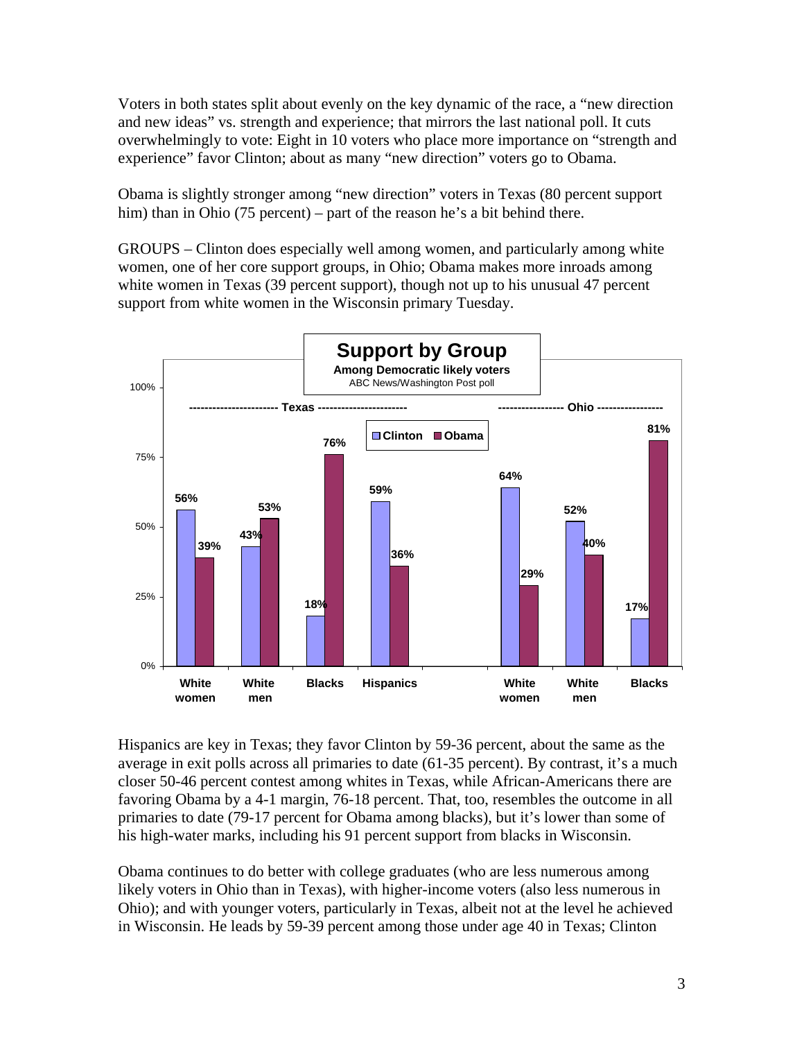Voters in both states split about evenly on the key dynamic of the race, a "new direction and new ideas" vs. strength and experience; that mirrors the last national poll. It cuts overwhelmingly to vote: Eight in 10 voters who place more importance on "strength and experience" favor Clinton; about as many "new direction" voters go to Obama.

Obama is slightly stronger among "new direction" voters in Texas (80 percent support him) than in Ohio (75 percent) – part of the reason he's a bit behind there.

GROUPS – Clinton does especially well among women, and particularly among white women, one of her core support groups, in Ohio; Obama makes more inroads among white women in Texas (39 percent support), though not up to his unusual 47 percent support from white women in the Wisconsin primary Tuesday.

**Support by Group**
**Among Democratic likely voters**
ABC News/Washington Post poll

| State | Group | Clinton | Obama |
|---|---|---|---|
| Texas | White women | 56% | 39% |
| Texas | White men | 43% | 53% |
| Texas | Blacks | 18% | 76% |
| Texas | Hispanics | 59% | 36% |
| Ohio | White women | 64% | 29% |
| Ohio | White men | 52% | 40% |
| Ohio | Blacks | 17% | 81% |

Hispanics are key in Texas; they favor Clinton by 59-36 percent, about the same as the average in exit polls across all primaries to date (61-35 percent). By contrast, it's a much closer 50-46 percent contest among whites in Texas, while African-Americans there are favoring Obama by a 4-1 margin, 76-18 percent. That, too, resembles the outcome in all primaries to date (79-17 percent for Obama among blacks), but it's lower than some of his high-water marks, including his 91 percent support from blacks in Wisconsin.

Obama continues to do better with college graduates (who are less numerous among likely voters in Ohio than in Texas), with higher-income voters (also less numerous in Ohio); and with younger voters, particularly in Texas, albeit not at the level he achieved in Wisconsin. He leads by 59-39 percent among those under age 40 in Texas; Clinton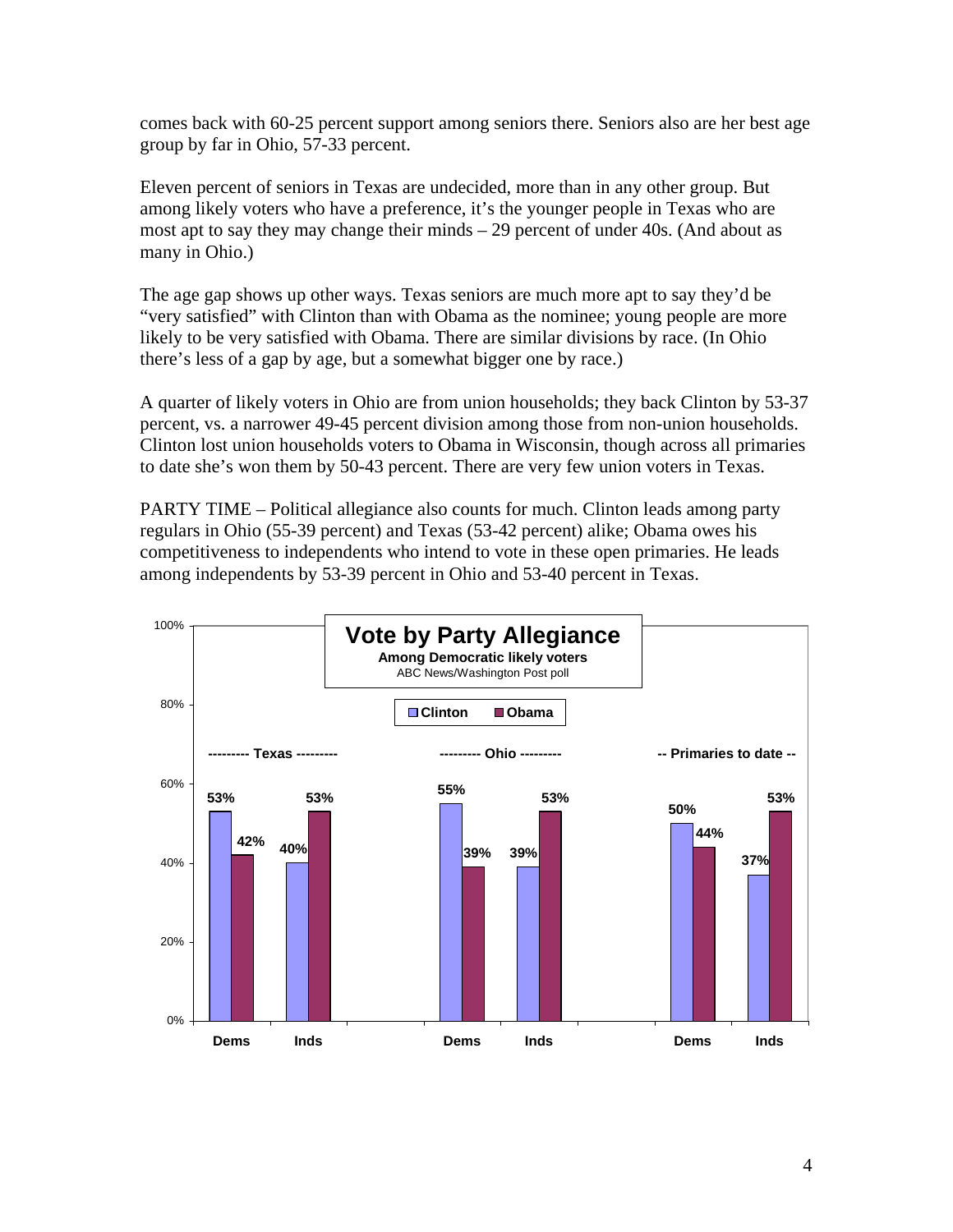comes back with 60-25 percent support among seniors there. Seniors also are her best age group by far in Ohio, 57-33 percent.

Eleven percent of seniors in Texas are undecided, more than in any other group. But among likely voters who have a preference, it's the younger people in Texas who are most apt to say they may change their minds – 29 percent of under 40s. (And about as many in Ohio.)

The age gap shows up other ways. Texas seniors are much more apt to say they'd be "very satisfied" with Clinton than with Obama as the nominee; young people are more likely to be very satisfied with Obama. There are similar divisions by race. (In Ohio there's less of a gap by age, but a somewhat bigger one by race.)

A quarter of likely voters in Ohio are from union households; they back Clinton by 53-37 percent, vs. a narrower 49-45 percent division among those from non-union households. Clinton lost union households voters to Obama in Wisconsin, though across all primaries to date she's won them by 50-43 percent. There are very few union voters in Texas.

PARTY TIME – Political allegiance also counts for much. Clinton leads among party regulars in Ohio (55-39 percent) and Texas (53-42 percent) alike; Obama owes his competitiveness to independents who intend to vote in these open primaries. He leads among independents by 53-39 percent in Ohio and 53-40 percent in Texas.

**Vote by Party Allegiance**
**Among Democratic likely voters**
ABC News/Washington Post poll

| | Texas | | Ohio | | Primaries to date | |
|---|---|---|---|---|---|---|
| | Dems | Inds | Dems | Inds | Dems | Inds |
| Clinton | 53% | 40% | 55% | 39% | 50% | 37% |
| Obama | 42% | 53% | 39% | 53% | 44% | 53% |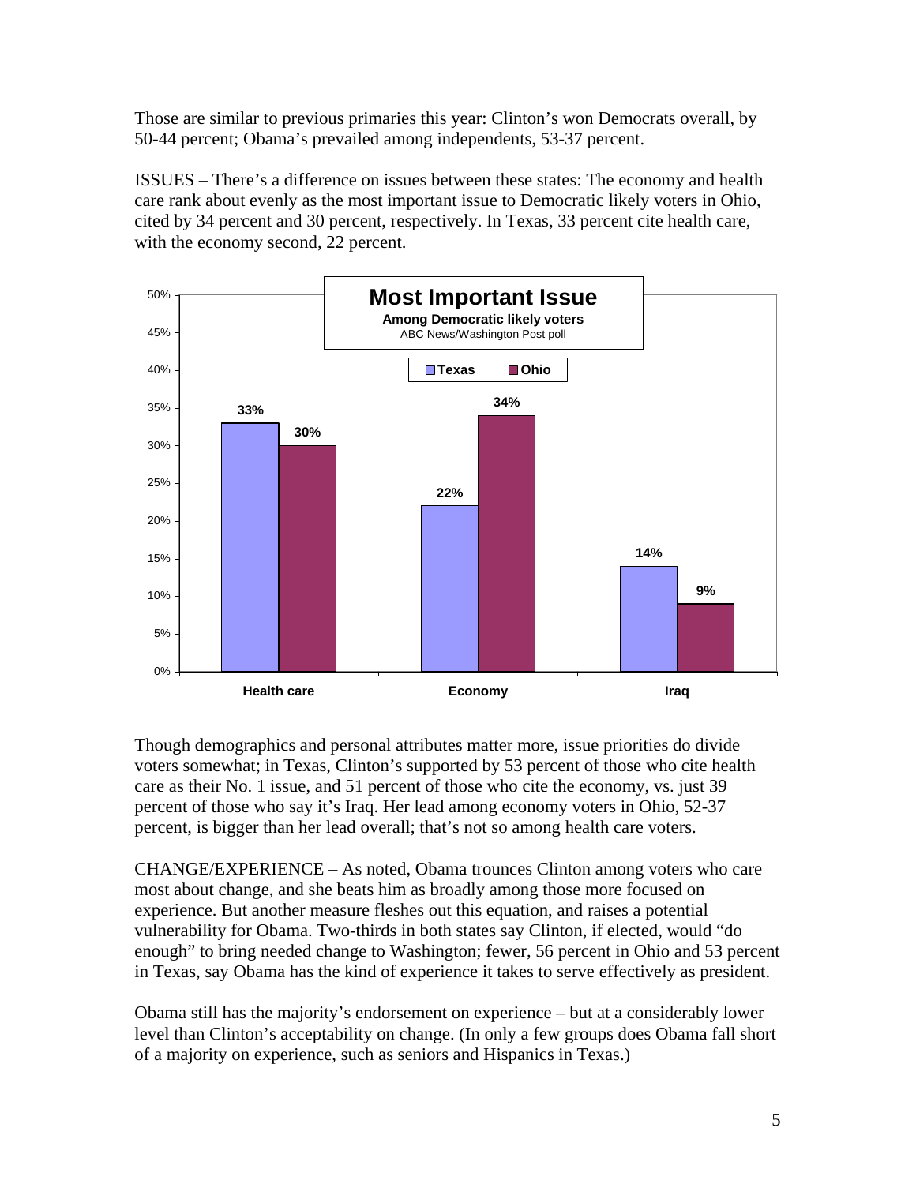Those are similar to previous primaries this year: Clinton's won Democrats overall, by 50-44 percent; Obama's prevailed among independents, 53-37 percent.

ISSUES – There's a difference on issues between these states: The economy and health care rank about evenly as the most important issue to Democratic likely voters in Ohio, cited by 34 percent and 30 percent, respectively. In Texas, 33 percent cite health care, with the economy second, 22 percent.

**Most Important Issue**
**Among Democratic likely voters**
ABC News/Washington Post poll

| | Texas | Ohio |
|---|---|---|
| Health care | 33% | 30% |
| Economy | 22% | 34% |
| Iraq | 14% | 9% |

Though demographics and personal attributes matter more, issue priorities do divide voters somewhat; in Texas, Clinton's supported by 53 percent of those who cite health care as their No. 1 issue, and 51 percent of those who cite the economy, vs. just 39 percent of those who say it's Iraq. Her lead among economy voters in Ohio, 52-37 percent, is bigger than her lead overall; that's not so among health care voters.

CHANGE/EXPERIENCE – As noted, Obama trounces Clinton among voters who care most about change, and she beats him as broadly among those more focused on experience. But another measure fleshes out this equation, and raises a potential vulnerability for Obama. Two-thirds in both states say Clinton, if elected, would "do enough" to bring needed change to Washington; fewer, 56 percent in Ohio and 53 percent in Texas, say Obama has the kind of experience it takes to serve effectively as president.

Obama still has the majority's endorsement on experience – but at a considerably lower level than Clinton's acceptability on change. (In only a few groups does Obama fall short of a majority on experience, such as seniors and Hispanics in Texas.)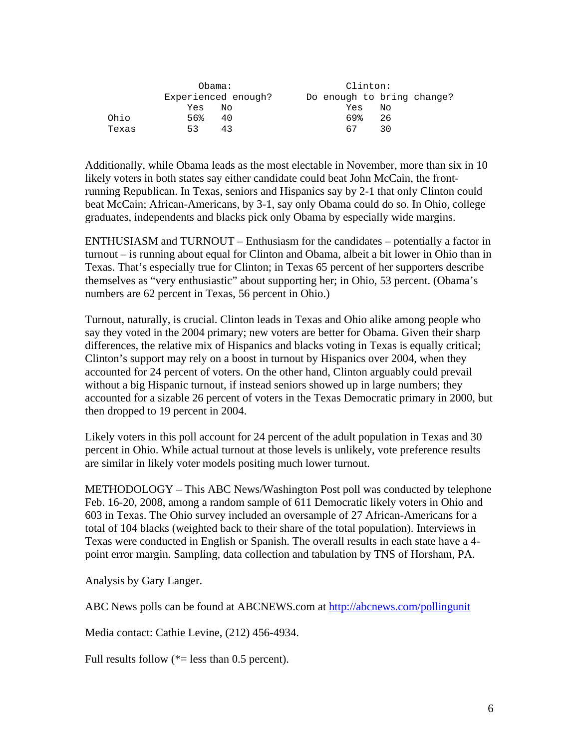| | Obama: Experienced enough? | | Clinton: Do enough to bring change? | |
|---|---|---|---|---|
| | Yes | No | Yes | No |
| Ohio | 56% | 40 | 69% | 26 |
| Texas | 53 | 43 | 67 | 30 |

Additionally, while Obama leads as the most electable in November, more than six in 10 likely voters in both states say either candidate could beat John McCain, the front-running Republican. In Texas, seniors and Hispanics say by 2-1 that only Clinton could beat McCain; African-Americans, by 3-1, say only Obama could do so. In Ohio, college graduates, independents and blacks pick only Obama by especially wide margins.

ENTHUSIASM and TURNOUT – Enthusiasm for the candidates – potentially a factor in turnout – is running about equal for Clinton and Obama, albeit a bit lower in Ohio than in Texas. That's especially true for Clinton; in Texas 65 percent of her supporters describe themselves as "very enthusiastic" about supporting her; in Ohio, 53 percent. (Obama's numbers are 62 percent in Texas, 56 percent in Ohio.)

Turnout, naturally, is crucial. Clinton leads in Texas and Ohio alike among people who say they voted in the 2004 primary; new voters are better for Obama. Given their sharp differences, the relative mix of Hispanics and blacks voting in Texas is equally critical; Clinton's support may rely on a boost in turnout by Hispanics over 2004, when they accounted for 24 percent of voters. On the other hand, Clinton arguably could prevail without a big Hispanic turnout, if instead seniors showed up in large numbers; they accounted for a sizable 26 percent of voters in the Texas Democratic primary in 2000, but then dropped to 19 percent in 2004.

Likely voters in this poll account for 24 percent of the adult population in Texas and 30 percent in Ohio. While actual turnout at those levels is unlikely, vote preference results are similar in likely voter models positing much lower turnout.

METHODOLOGY – This ABC News/Washington Post poll was conducted by telephone Feb. 16-20, 2008, among a random sample of 611 Democratic likely voters in Ohio and 603 in Texas. The Ohio survey included an oversample of 27 African-Americans for a total of 104 blacks (weighted back to their share of the total population). Interviews in Texas were conducted in English or Spanish. The overall results in each state have a 4-point error margin. Sampling, data collection and tabulation by TNS of Horsham, PA.

Analysis by Gary Langer.

ABC News polls can be found at ABCNEWS.com at http://abcnews.com/pollingunit

Media contact: Cathie Levine, (212) 456-4934.

Full results follow (*= less than 0.5 percent).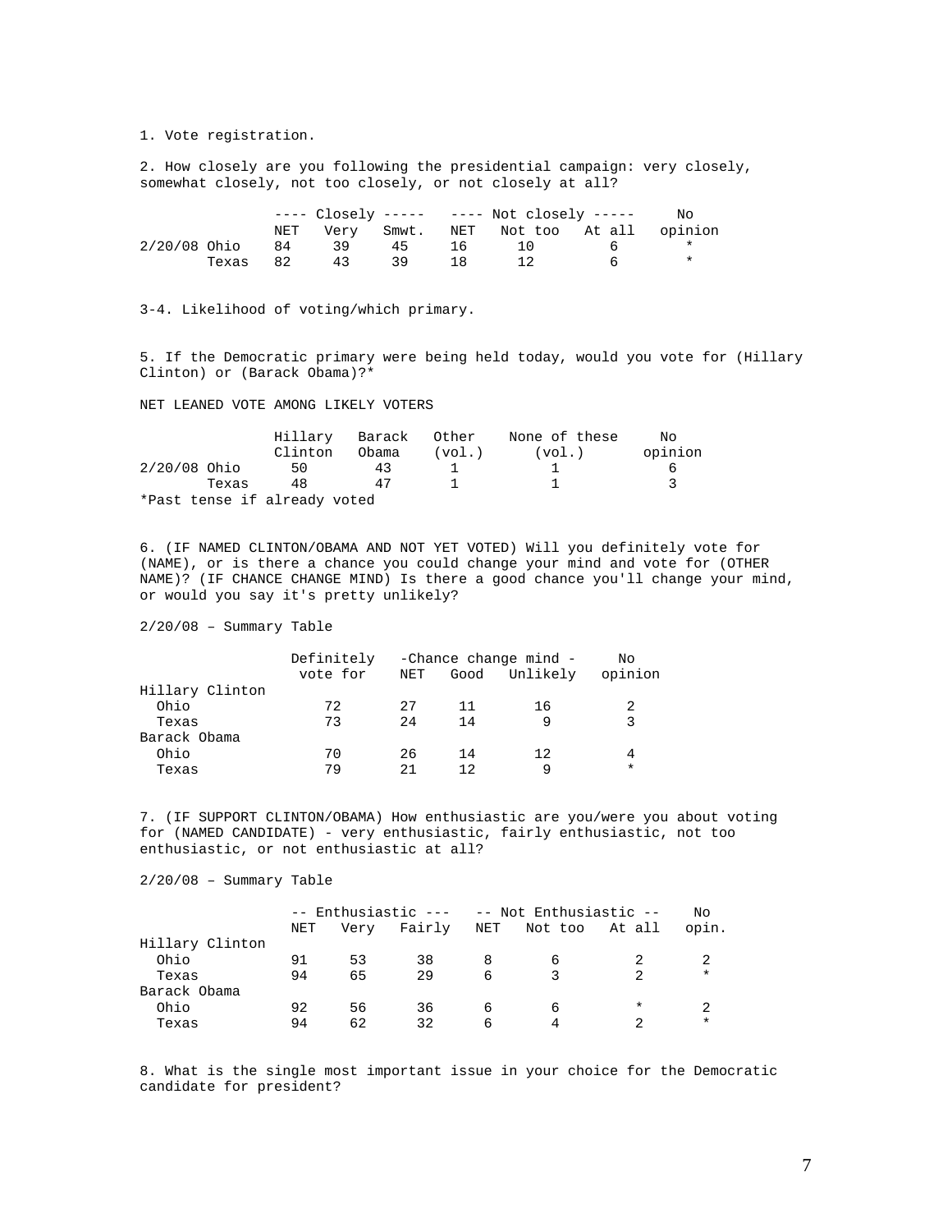1. Vote registration.

2. How closely are you following the presidential campaign: very closely, somewhat closely, not too closely, or not closely at all?

| | ---- Closely ----- | | | ---- Not closely ----- | | | No |
|---|---|---|---|---|---|---|---|
| | NET | Very | Smwt. | NET | Not too | At all | opinion |
| 2/20/08 Ohio | 84 | 39 | 45 | 16 | 10 | 6 | * |
| Texas | 82 | 43 | 39 | 18 | 12 | 6 | * |

3-4. Likelihood of voting/which primary.

5. If the Democratic primary were being held today, would you vote for (Hillary Clinton) or (Barack Obama)?*

NET LEANED VOTE AMONG LIKELY VOTERS

| | Hillary Clinton | Barack Obama | Other (vol.) | None of these (vol.) | No opinion |
|---|---|---|---|---|---|
| 2/20/08 Ohio | 50 | 43 | 1 | 1 | 6 |
| Texas | 48 | 47 | 1 | 1 | 3 |

*Past tense if already voted

6. (IF NAMED CLINTON/OBAMA AND NOT YET VOTED) Will you definitely vote for (NAME), or is there a chance you could change your mind and vote for (OTHER NAME)? (IF CHANCE CHANGE MIND) Is there a good chance you'll change your mind, or would you say it's pretty unlikely?

2/20/08 – Summary Table

| | Definitely | -Chance change mind - | | | No |
|---|---|---|---|---|---|
| | vote for | NET | Good | Unlikely | opinion |
| Hillary Clinton | | | | | |
| Ohio | 72 | 27 | 11 | 16 | 2 |
| Texas | 73 | 24 | 14 | 9 | 3 |
| Barack Obama | | | | | |
| Ohio | 70 | 26 | 14 | 12 | 4 |
| Texas | 79 | 21 | 12 | 9 | * |

7. (IF SUPPORT CLINTON/OBAMA) How enthusiastic are you/were you about voting for (NAMED CANDIDATE) - very enthusiastic, fairly enthusiastic, not too enthusiastic, or not enthusiastic at all?

2/20/08 – Summary Table

| | -- Enthusiastic --- | | | -- Not Enthusiastic -- | | | No |
|---|---|---|---|---|---|---|---|
| | NET | Very | Fairly | NET | Not too | At all | opin. |
| Hillary Clinton | | | | | | | |
| Ohio | 91 | 53 | 38 | 8 | 6 | 2 | 2 |
| Texas | 94 | 65 | 29 | 6 | 3 | 2 | * |
| Barack Obama | | | | | | | |
| Ohio | 92 | 56 | 36 | 6 | 6 | * | 2 |
| Texas | 94 | 62 | 32 | 6 | 4 | 2 | * |

8. What is the single most important issue in your choice for the Democratic candidate for president?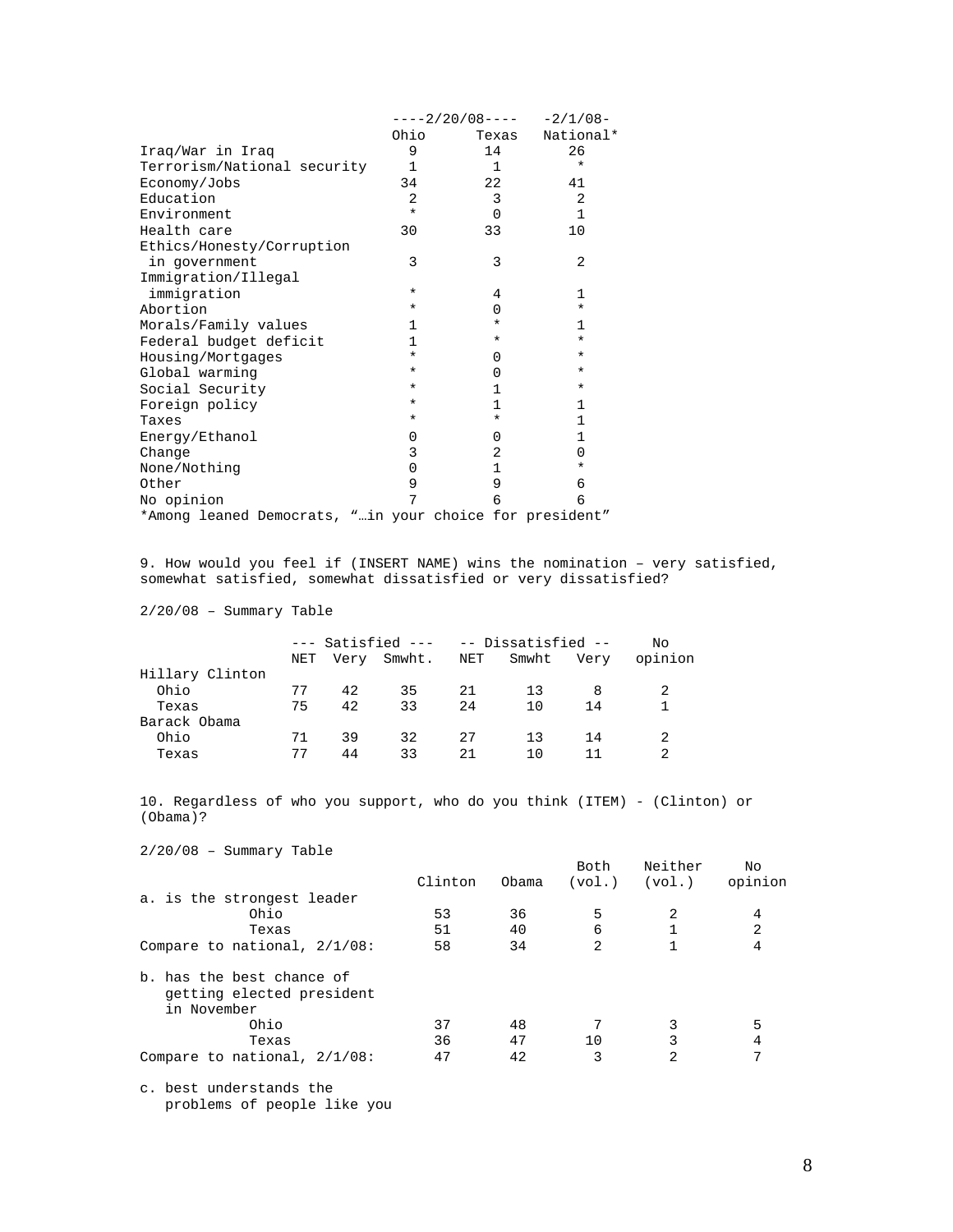| | ----2/20/08---- | | -2/1/08- |
|---|---|---|---|
| | Ohio | Texas | National* |
| Iraq/War in Iraq | 9 | 14 | 26 |
| Terrorism/National security | 1 | 1 | * |
| Economy/Jobs | 34 | 22 | 41 |
| Education | 2 | 3 | 2 |
| Environment | * | 0 | 1 |
| Health care | 30 | 33 | 10 |
| Ethics/Honesty/Corruption in government | 3 | 3 | 2 |
| Immigration/Illegal immigration | * | 4 | 1 |
| Abortion | * | 0 | * |
| Morals/Family values | 1 | * | 1 |
| Federal budget deficit | 1 | * | * |
| Housing/Mortgages | * | 0 | * |
| Global warming | * | 0 | * |
| Social Security | * | 1 | * |
| Foreign policy | * | 1 | 1 |
| Taxes | * | * | 1 |
| Energy/Ethanol | 0 | 0 | 1 |
| Change | 3 | 2 | 0 |
| None/Nothing | 0 | 1 | * |
| Other | 9 | 9 | 6 |
| No opinion | 7 | 6 | 6 |

*Among leaned Democrats, "…in your choice for president"

9. How would you feel if (INSERT NAME) wins the nomination – very satisfied, somewhat satisfied, somewhat dissatisfied or very dissatisfied?

2/20/08 – Summary Table

| | --- Satisfied --- | | | -- Dissatisfied -- | | | No |
|---|---|---|---|---|---|---|---|
| | NET | Very | Smwht. | NET | Smwht | Very | opinion |
| Hillary Clinton | | | | | | | |
| Ohio | 77 | 42 | 35 | 21 | 13 | 8 | 2 |
| Texas | 75 | 42 | 33 | 24 | 10 | 14 | 1 |
| Barack Obama | | | | | | | |
| Ohio | 71 | 39 | 32 | 27 | 13 | 14 | 2 |
| Texas | 77 | 44 | 33 | 21 | 10 | 11 | 2 |

10. Regardless of who you support, who do you think (ITEM) - (Clinton) or (Obama)?

2/20/08 – Summary Table

| | Clinton | Obama | Both (vol.) | Neither (vol.) | No opinion |
|---|---|---|---|---|---|
| a. is the strongest leader | | | | | |
| Ohio | 53 | 36 | 5 | 2 | 4 |
| Texas | 51 | 40 | 6 | 1 | 2 |
| Compare to national, 2/1/08: | 58 | 34 | 2 | 1 | 4 |
| b. has the best chance of getting elected president in November | | | | | |
| Ohio | 37 | 48 | 7 | 3 | 5 |
| Texas | 36 | 47 | 10 | 3 | 4 |
| Compare to national, 2/1/08: | 47 | 42 | 3 | 2 | 7 |
| c. best understands the problems of people like you | | | | | |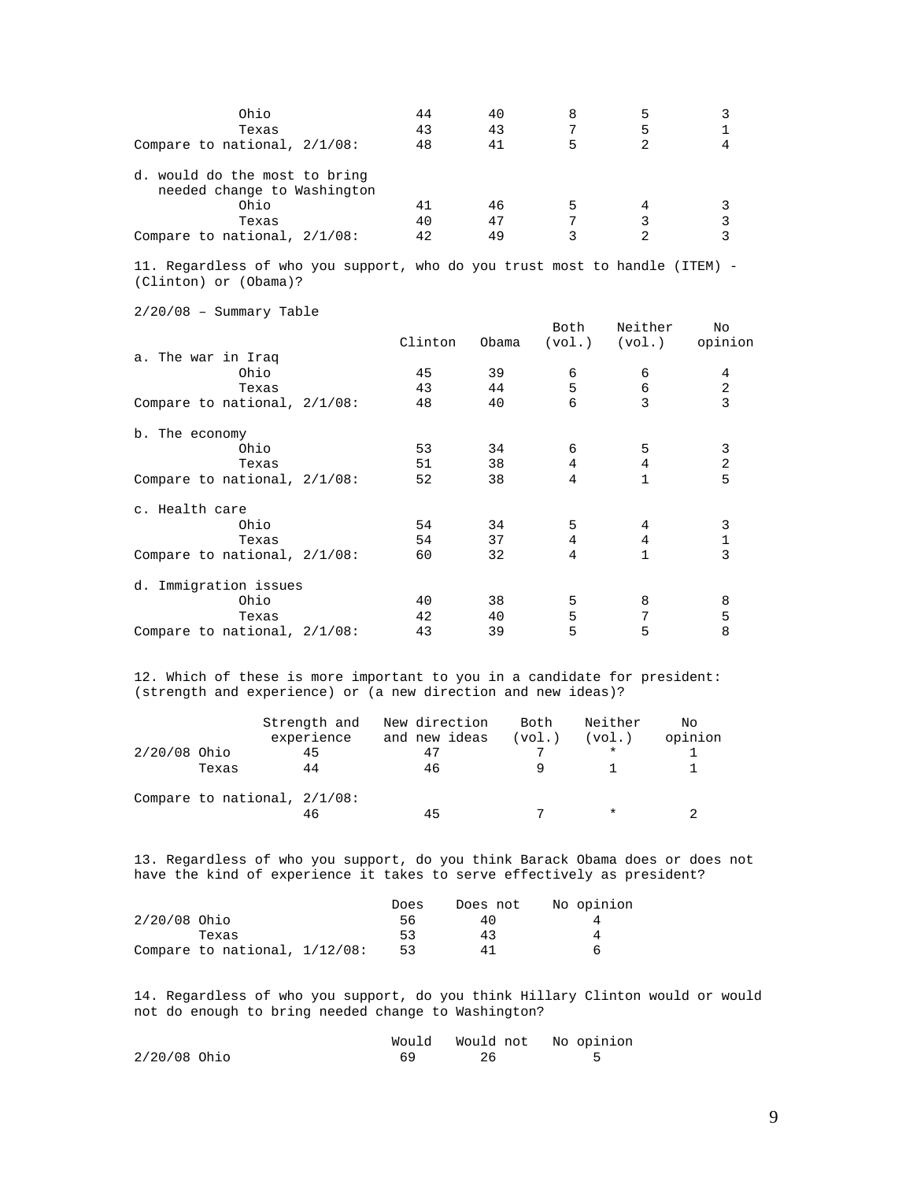| | | | | | |
|---|---|---|---|---|---|
| Ohio | 44 | 40 | 8 | 5 | 3 |
| Texas | 43 | 43 | 7 | 5 | 1 |
| Compare to national, 2/1/08: | 48 | 41 | 5 | 2 | 4 |
| d. would do the most to bring needed change to Washington | | | | | |
| Ohio | 41 | 46 | 5 | 4 | 3 |
| Texas | 40 | 47 | 7 | 3 | 3 |
| Compare to national, 2/1/08: | 42 | 49 | 3 | 2 | 3 |

11. Regardless of who you support, who do you trust most to handle (ITEM) - (Clinton) or (Obama)?

2/20/08 – Summary Table

| | Clinton | Obama | Both (vol.) | Neither (vol.) | No opinion |
|---|---|---|---|---|---|
| a. The war in Iraq | | | | | |
| Ohio | 45 | 39 | 6 | 6 | 4 |
| Texas | 43 | 44 | 5 | 6 | 2 |
| Compare to national, 2/1/08: | 48 | 40 | 6 | 3 | 3 |
| b. The economy | | | | | |
| Ohio | 53 | 34 | 6 | 5 | 3 |
| Texas | 51 | 38 | 4 | 4 | 2 |
| Compare to national, 2/1/08: | 52 | 38 | 4 | 1 | 5 |
| c. Health care | | | | | |
| Ohio | 54 | 34 | 5 | 4 | 3 |
| Texas | 54 | 37 | 4 | 4 | 1 |
| Compare to national, 2/1/08: | 60 | 32 | 4 | 1 | 3 |
| d. Immigration issues | | | | | |
| Ohio | 40 | 38 | 5 | 8 | 8 |
| Texas | 42 | 40 | 5 | 7 | 5 |
| Compare to national, 2/1/08: | 43 | 39 | 5 | 5 | 8 |

12. Which of these is more important to you in a candidate for president: (strength and experience) or (a new direction and new ideas)?

| | Strength and experience | New direction and new ideas | Both (vol.) | Neither (vol.) | No opinion |
|---|---|---|---|---|---|
| 2/20/08 Ohio | 45 | 47 | 7 | * | 1 |
| Texas | 44 | 46 | 9 | 1 | 1 |
| Compare to national, 2/1/08: | 46 | 45 | 7 | * | 2 |

13. Regardless of who you support, do you think Barack Obama does or does not have the kind of experience it takes to serve effectively as president?

| | Does | Does not | No opinion |
|---|---|---|---|
| 2/20/08 Ohio | 56 | 40 | 4 |
| Texas | 53 | 43 | 4 |
| Compare to national, 1/12/08: | 53 | 41 | 6 |

14. Regardless of who you support, do you think Hillary Clinton would or would not do enough to bring needed change to Washington?

| | Would | Would not | No opinion |
|---|---|---|---|
| 2/20/08 Ohio | 69 | 26 | 5 |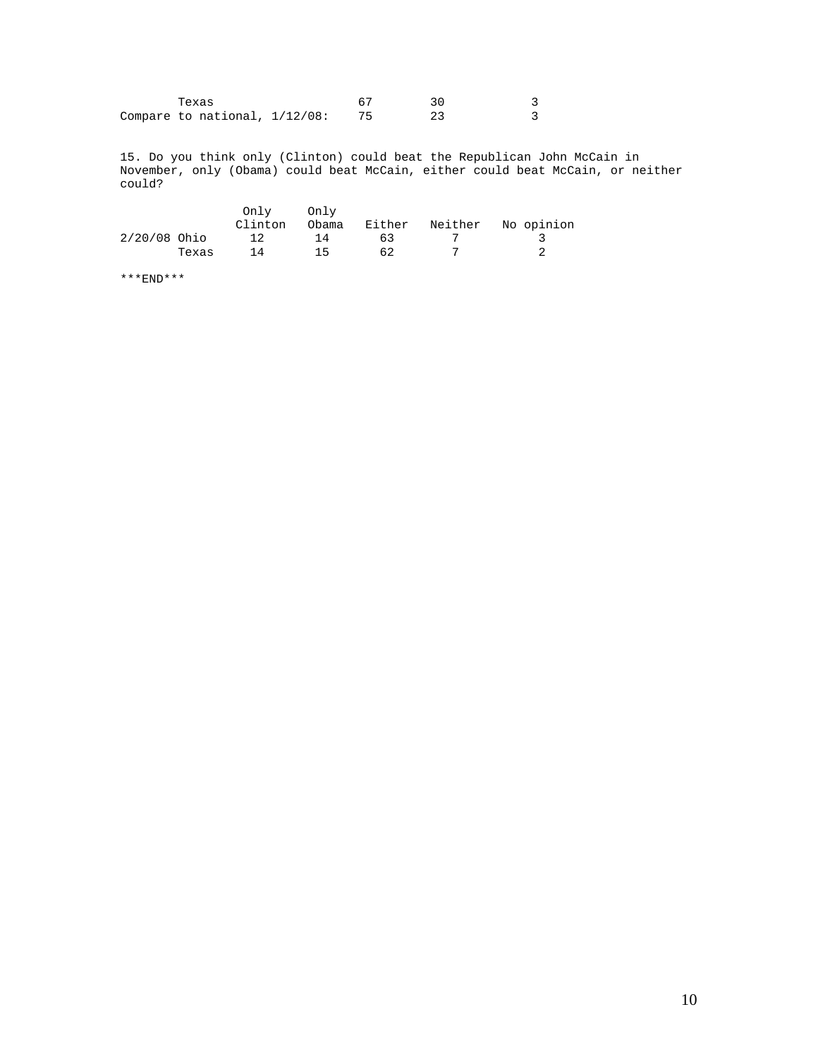| | | | |
|---|---|---|---|
| Texas | 67 | 30 | 3 |
| Compare to national, 1/12/08: | 75 | 23 | 3 |

15. Do you think only (Clinton) could beat the Republican John McCain in November, only (Obama) could beat McCain, either could beat McCain, or neither could?

| | Only Clinton | Only Obama | Either | Neither | No opinion |
|---|---|---|---|---|---|
| 2/20/08 Ohio | 12 | 14 | 63 | 7 | 3 |
| Texas | 14 | 15 | 62 | 7 | 2 |

\*\*\*END\*\*\*